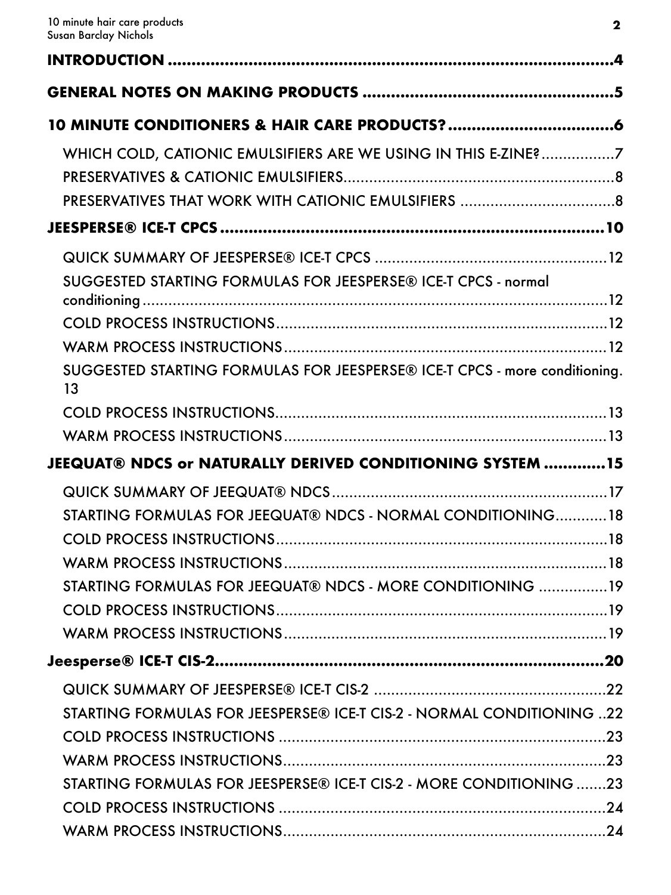**INTRODUCTION** ....................................................................................4

**GENERAL NOTES ON MAKING PRODUCTS** ...................................................5

**10 MINUTE CONDITIONERS & HAIR CARE PRODUCTS?** ..................................6

- WHICH COLD, CATIONIC EMULSIFIERS ARE WE USING IN THIS E-ZINE? .................7
- PRESERVATIVES & CATIONIC EMULSIFIERS...............................................................8
- PRESERVATIVES THAT WORK WITH CATIONIC EMULSIFIERS ...................................8

**JEESPERSE® ICE-T CPCS** ..................................................................................10

- QUICK SUMMARY OF JEESPERSE® ICE-T CPCS .......................................................12
- SUGGESTED STARTING FORMULAS FOR JEESPERSE® ICE-T CPCS - normal conditioning.........................................................................................................12
- COLD PROCESS INSTRUCTIONS..............................................................................12
- WARM PROCESS INSTRUCTIONS............................................................................12
- SUGGESTED STARTING FORMULAS FOR JEESPERSE® ICE-T CPCS - more conditioning. 13
- COLD PROCESS INSTRUCTIONS..............................................................................13
- WARM PROCESS INSTRUCTIONS............................................................................13

**JEEQUAT® NDCS or NATURALLY DERIVED CONDITIONING SYSTEM** .............15

- QUICK SUMMARY OF JEEQUAT® NDCS.................................................................17
- STARTING FORMULAS FOR JEEQUAT® NDCS - NORMAL CONDITIONING............18
- COLD PROCESS INSTRUCTIONS..............................................................................18
- WARM PROCESS INSTRUCTIONS............................................................................18
- STARTING FORMULAS FOR JEEQUAT® NDCS - MORE CONDITIONING ................19
- COLD PROCESS INSTRUCTIONS..............................................................................19
- WARM PROCESS INSTRUCTIONS............................................................................19

**Jeesperse® ICE-T CIS-2**....................................................................................20

- QUICK SUMMARY OF JEESPERSE® ICE-T CIS-2 .......................................................22
- STARTING FORMULAS FOR JEESPERSE® ICE-T CIS-2 - NORMAL CONDITIONING ..22
- COLD PROCESS INSTRUCTIONS .............................................................................23
- WARM PROCESS INSTRUCTIONS............................................................................23
- STARTING FORMULAS FOR JEESPERSE® ICE-T CIS-2 - MORE CONDITIONING .......23
- COLD PROCESS INSTRUCTIONS .............................................................................24
- WARM PROCESS INSTRUCTIONS............................................................................24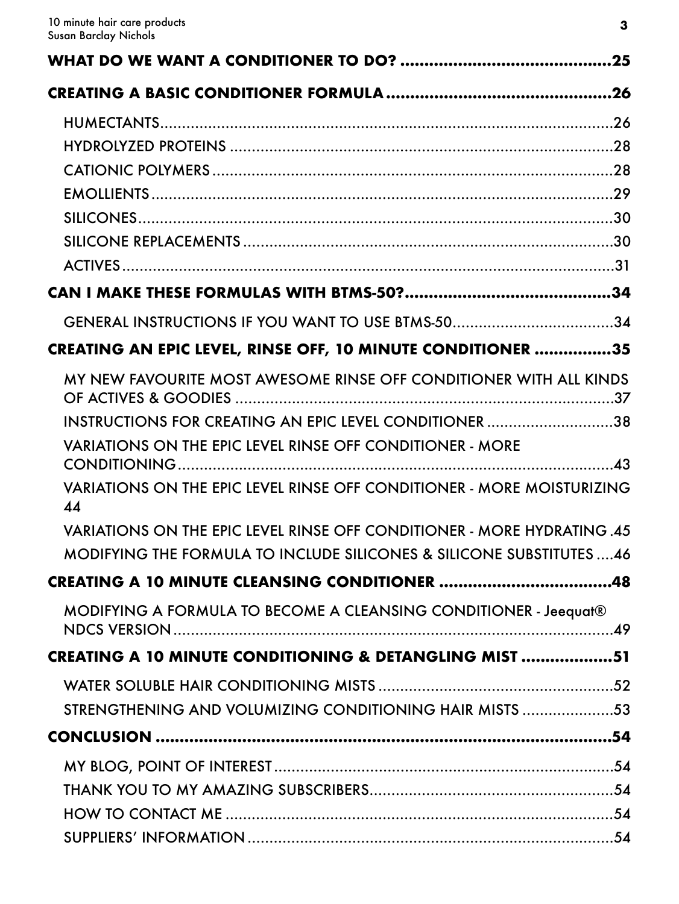WHAT DO WE WANT A CONDITIONER TO DO? ....25

CREATING A BASIC CONDITIONER FORMULA ....26

- HUMECTANTS ....26
- HYDROLYZED PROTEINS ....28
- CATIONIC POLYMERS ....28
- EMOLLIENTS ....29
- SILICONES ....30
- SILICONE REPLACEMENTS ....30
- ACTIVES ....31

CAN I MAKE THESE FORMULAS WITH BTMS-50? ....34

- GENERAL INSTRUCTIONS IF YOU WANT TO USE BTMS-50 ....34

CREATING AN EPIC LEVEL, RINSE OFF, 10 MINUTE CONDITIONER ....35

- MY NEW FAVOURITE MOST AWESOME RINSE OFF CONDITIONER WITH ALL KINDS OF ACTIVES & GOODIES ....37
- INSTRUCTIONS FOR CREATING AN EPIC LEVEL CONDITIONER ....38
- VARIATIONS ON THE EPIC LEVEL RINSE OFF CONDITIONER - MORE CONDITIONING ....43
- VARIATIONS ON THE EPIC LEVEL RINSE OFF CONDITIONER - MORE MOISTURIZING 44
- VARIATIONS ON THE EPIC LEVEL RINSE OFF CONDITIONER - MORE HYDRATING .45
- MODIFYING THE FORMULA TO INCLUDE SILICONES & SILICONE SUBSTITUTES ....46

CREATING A 10 MINUTE CLEANSING CONDITIONER ....48

- MODIFYING A FORMULA TO BECOME A CLEANSING CONDITIONER - Jeequat® NDCS VERSION ....49

CREATING A 10 MINUTE CONDITIONING & DETANGLING MIST ....51

- WATER SOLUBLE HAIR CONDITIONING MISTS ....52
- STRENGTHENING AND VOLUMIZING CONDITIONING HAIR MISTS ....53

CONCLUSION ....54

- MY BLOG, POINT OF INTEREST ....54
- THANK YOU TO MY AMAZING SUBSCRIBERS ....54
- HOW TO CONTACT ME ....54
- SUPPLIERS' INFORMATION ....54